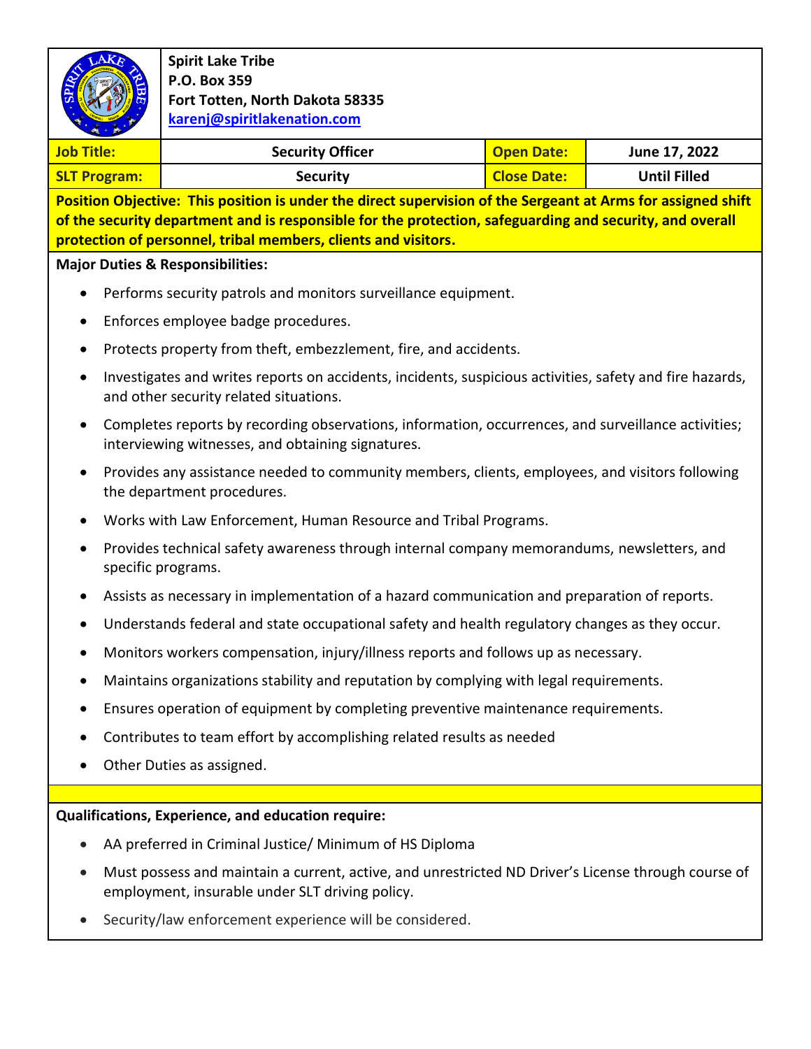**Spirit Lake Tribe**
**P.O. Box 359**
**Fort Totten, North Dakota 58335**
**karenj@spiritlakenation.com**

| **Job Title:** | **Security Officer** | **Open Date:** | **June 17, 2022** |
|---|---|---|---|
| **SLT Program:** | **Security** | **Close Date:** | **Until Filled** |

**Position Objective: This position is under the direct supervision of the Sergeant at Arms for assigned shift of the security department and is responsible for the protection, safeguarding and security, and overall protection of personnel, tribal members, clients and visitors.**

**Major Duties & Responsibilities:**

- Performs security patrols and monitors surveillance equipment.
- Enforces employee badge procedures.
- Protects property from theft, embezzlement, fire, and accidents.
- Investigates and writes reports on accidents, incidents, suspicious activities, safety and fire hazards, and other security related situations.
- Completes reports by recording observations, information, occurrences, and surveillance activities; interviewing witnesses, and obtaining signatures.
- Provides any assistance needed to community members, clients, employees, and visitors following the department procedures.
- Works with Law Enforcement, Human Resource and Tribal Programs.
- Provides technical safety awareness through internal company memorandums, newsletters, and specific programs.
- Assists as necessary in implementation of a hazard communication and preparation of reports.
- Understands federal and state occupational safety and health regulatory changes as they occur.
- Monitors workers compensation, injury/illness reports and follows up as necessary.
- Maintains organizations stability and reputation by complying with legal requirements.
- Ensures operation of equipment by completing preventive maintenance requirements.
- Contributes to team effort by accomplishing related results as needed
- Other Duties as assigned.

**Qualifications, Experience, and education require:**

- AA preferred in Criminal Justice/ Minimum of HS Diploma
- Must possess and maintain a current, active, and unrestricted ND Driver's License through course of employment, insurable under SLT driving policy.
- Security/law enforcement experience will be considered.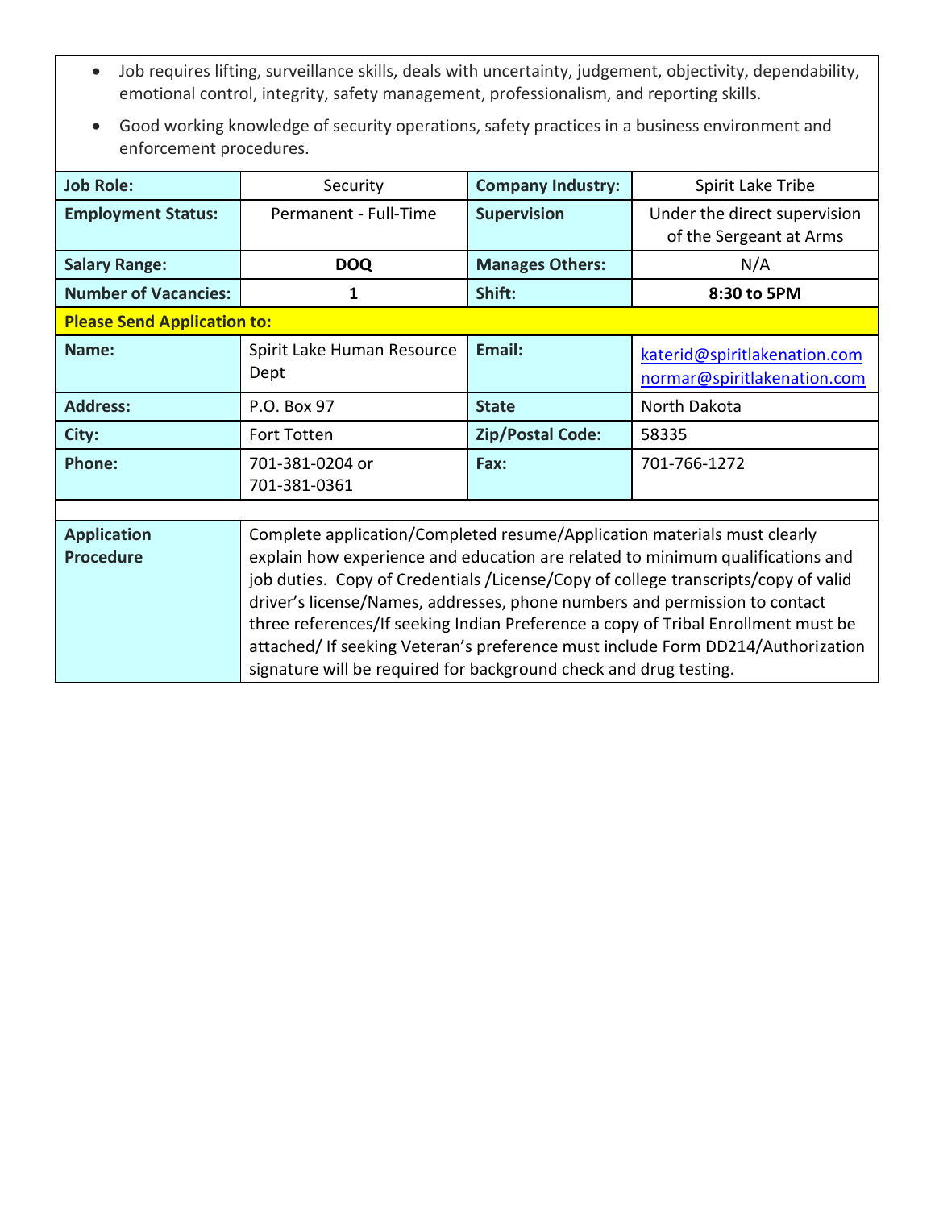- Job requires lifting, surveillance skills, deals with uncertainty, judgement, objectivity, dependability, emotional control, integrity, safety management, professionalism, and reporting skills.
- Good working knowledge of security operations, safety practices in a business environment and enforcement procedures.

| | | | |
|---|---|---|---|
| **Job Role:** | Security | **Company Industry:** | Spirit Lake Tribe |
| **Employment Status:** | Permanent - Full-Time | **Supervision** | Under the direct supervision of the Sergeant at Arms |
| **Salary Range:** | **DOQ** | **Manages Others:** | N/A |
| **Number of Vacancies:** | **1** | **Shift:** | **8:30 to 5PM** |
| **Please Send Application to:** | | | |
| **Name:** | Spirit Lake Human Resource Dept | **Email:** | katerid@spiritlakenation.com normar@spiritlakenation.com |
| **Address:** | P.O. Box 97 | **State** | North Dakota |
| **City:** | Fort Totten | **Zip/Postal Code:** | 58335 |
| **Phone:** | 701-381-0204 or 701-381-0361 | **Fax:** | 701-766-1272 |

| | |
|---|---|
| **Application Procedure** | Complete application/Completed resume/Application materials must clearly explain how experience and education are related to minimum qualifications and job duties. Copy of Credentials /License/Copy of college transcripts/copy of valid driver's license/Names, addresses, phone numbers and permission to contact three references/If seeking Indian Preference a copy of Tribal Enrollment must be attached/ If seeking Veteran's preference must include Form DD214/Authorization signature will be required for background check and drug testing. |